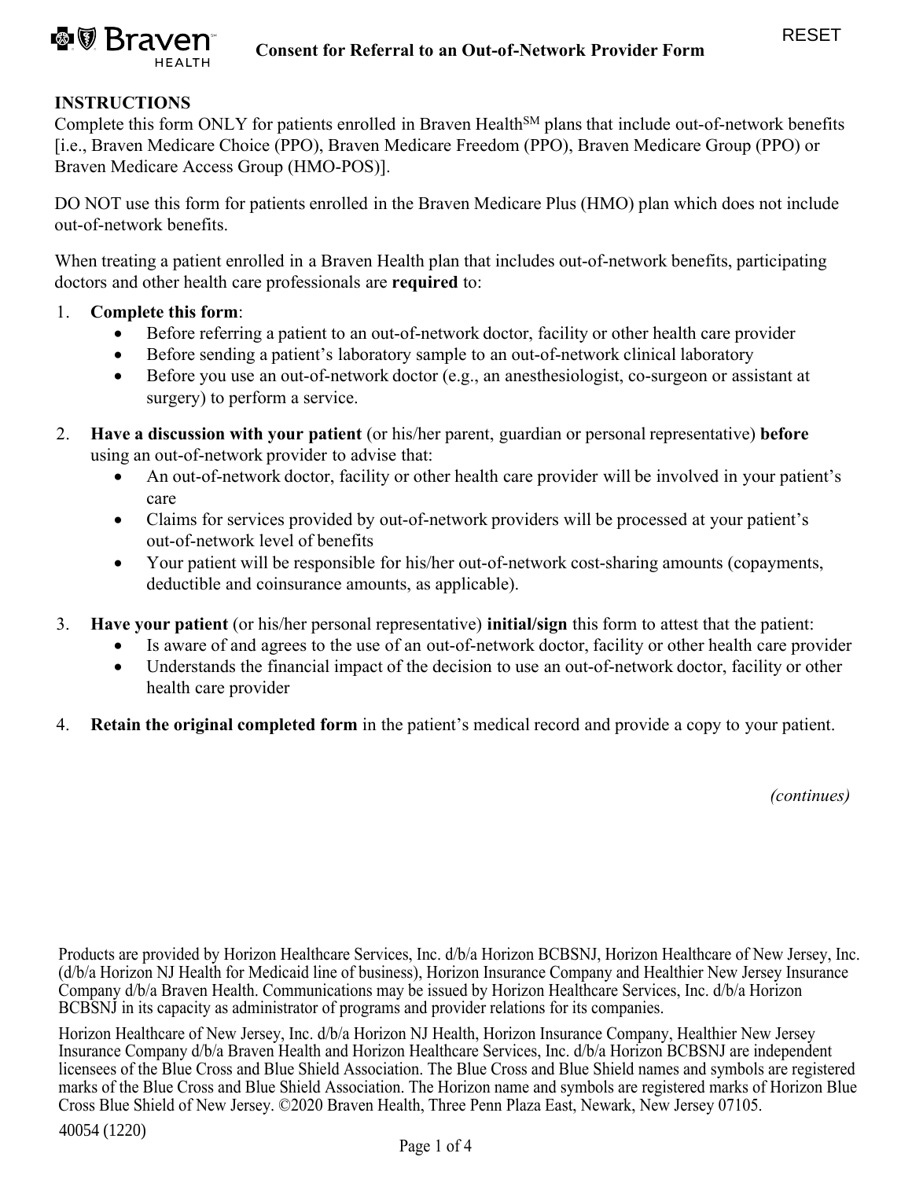# Consent for Referral to an Out-of-Network Provider Form

RESET

## INSTRUCTIONS

Complete this form ONLY for patients enrolled in Braven Health[SM] plans that include out-of-network benefits [i.e., Braven Medicare Choice (PPO), Braven Medicare Freedom (PPO), Braven Medicare Group (PPO) or Braven Medicare Access Group (HMO-POS)].

DO NOT use this form for patients enrolled in the Braven Medicare Plus (HMO) plan which does not include out-of-network benefits.

When treating a patient enrolled in a Braven Health plan that includes out-of-network benefits, participating doctors and other health care professionals are **required** to:

1. **Complete this form**:
   - Before referring a patient to an out-of-network doctor, facility or other health care provider
   - Before sending a patient's laboratory sample to an out-of-network clinical laboratory
   - Before you use an out-of-network doctor (e.g., an anesthesiologist, co-surgeon or assistant at surgery) to perform a service.
2. **Have a discussion with your patient** (or his/her parent, guardian or personal representative) **before** using an out-of-network provider to advise that:
   - An out-of-network doctor, facility or other health care provider will be involved in your patient's care
   - Claims for services provided by out-of-network providers will be processed at your patient's out-of-network level of benefits
   - Your patient will be responsible for his/her out-of-network cost-sharing amounts (copayments, deductible and coinsurance amounts, as applicable).
3. **Have your patient** (or his/her personal representative) **initial/sign** this form to attest that the patient:
   - Is aware of and agrees to the use of an out-of-network doctor, facility or other health care provider
   - Understands the financial impact of the decision to use an out-of-network doctor, facility or other health care provider
4. **Retain the original completed form** in the patient's medical record and provide a copy to your patient.

*(continues)*

Products are provided by Horizon Healthcare Services, Inc. d/b/a Horizon BCBSNJ, Horizon Healthcare of New Jersey, Inc. (d/b/a Horizon NJ Health for Medicaid line of business), Horizon Insurance Company and Healthier New Jersey Insurance Company d/b/a Braven Health. Communications may be issued by Horizon Healthcare Services, Inc. d/b/a Horizon BCBSNJ in its capacity as administrator of programs and provider relations for its companies.

Horizon Healthcare of New Jersey, Inc. d/b/a Horizon NJ Health, Horizon Insurance Company, Healthier New Jersey Insurance Company d/b/a Braven Health and Horizon Healthcare Services, Inc. d/b/a Horizon BCBSNJ are independent licensees of the Blue Cross and Blue Shield Association. The Blue Cross and Blue Shield names and symbols are registered marks of the Blue Cross and Blue Shield Association. The Horizon name and symbols are registered marks of Horizon Blue Cross Blue Shield of New Jersey. ©2020 Braven Health, Three Penn Plaza East, Newark, New Jersey 07105.

40054 (1220)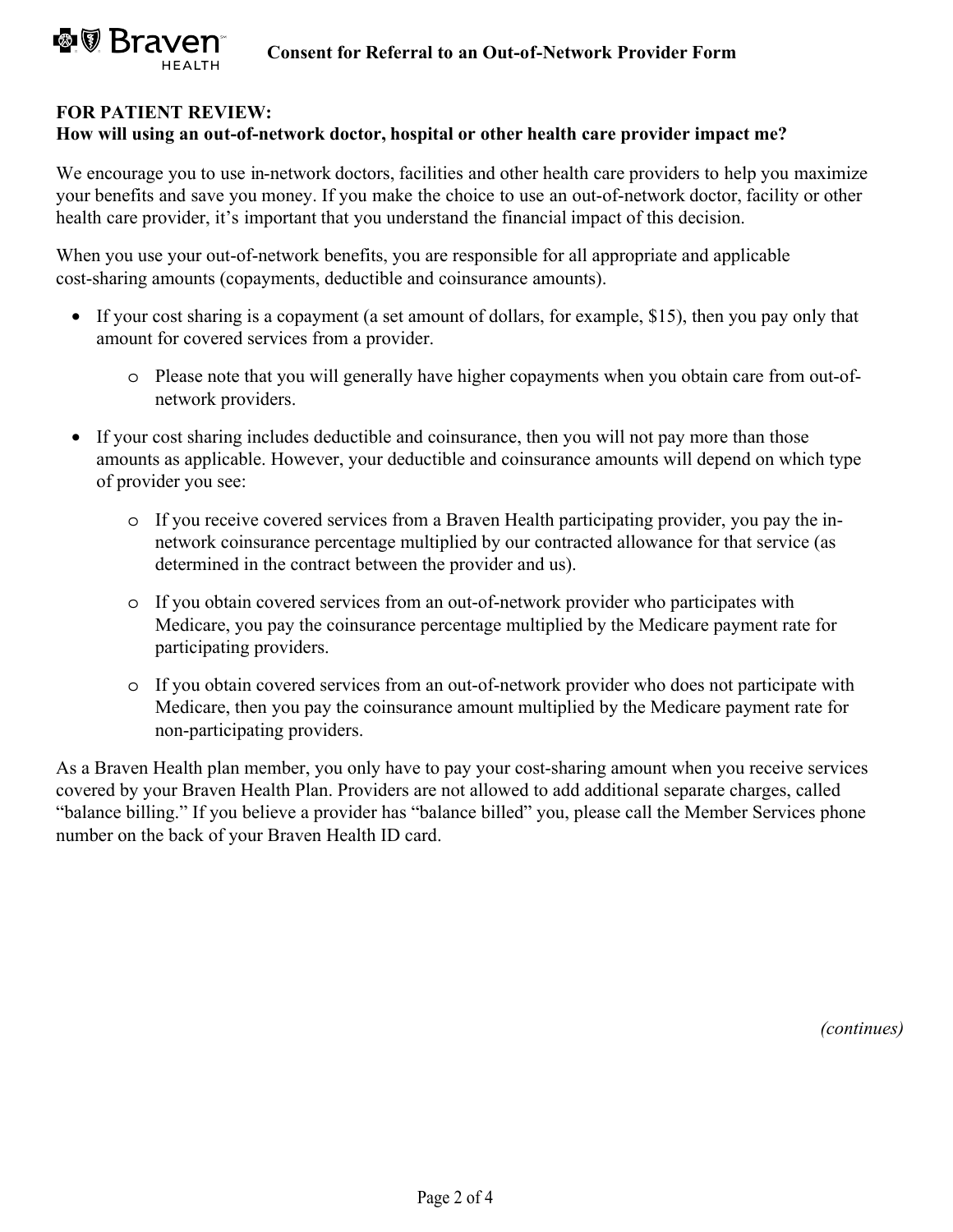**FOR PATIENT REVIEW:**
**How will using an out-of-network doctor, hospital or other health care provider impact me?**

We encourage you to use in-network doctors, facilities and other health care providers to help you maximize your benefits and save you money. If you make the choice to use an out-of-network doctor, facility or other health care provider, it's important that you understand the financial impact of this decision.

When you use your out-of-network benefits, you are responsible for all appropriate and applicable cost-sharing amounts (copayments, deductible and coinsurance amounts).

- If your cost sharing is a copayment (a set amount of dollars, for example, $15), then you pay only that amount for covered services from a provider.
  - Please note that you will generally have higher copayments when you obtain care from out-of-network providers.
- If your cost sharing includes deductible and coinsurance, then you will not pay more than those amounts as applicable. However, your deductible and coinsurance amounts will depend on which type of provider you see:
  - If you receive covered services from a Braven Health participating provider, you pay the in-network coinsurance percentage multiplied by our contracted allowance for that service (as determined in the contract between the provider and us).
  - If you obtain covered services from an out-of-network provider who participates with Medicare, you pay the coinsurance percentage multiplied by the Medicare payment rate for participating providers.
  - If you obtain covered services from an out-of-network provider who does not participate with Medicare, then you pay the coinsurance amount multiplied by the Medicare payment rate for non-participating providers.

As a Braven Health plan member, you only have to pay your cost-sharing amount when you receive services covered by your Braven Health Plan. Providers are not allowed to add additional separate charges, called "balance billing." If you believe a provider has "balance billed" you, please call the Member Services phone number on the back of your Braven Health ID card.

*(continues)*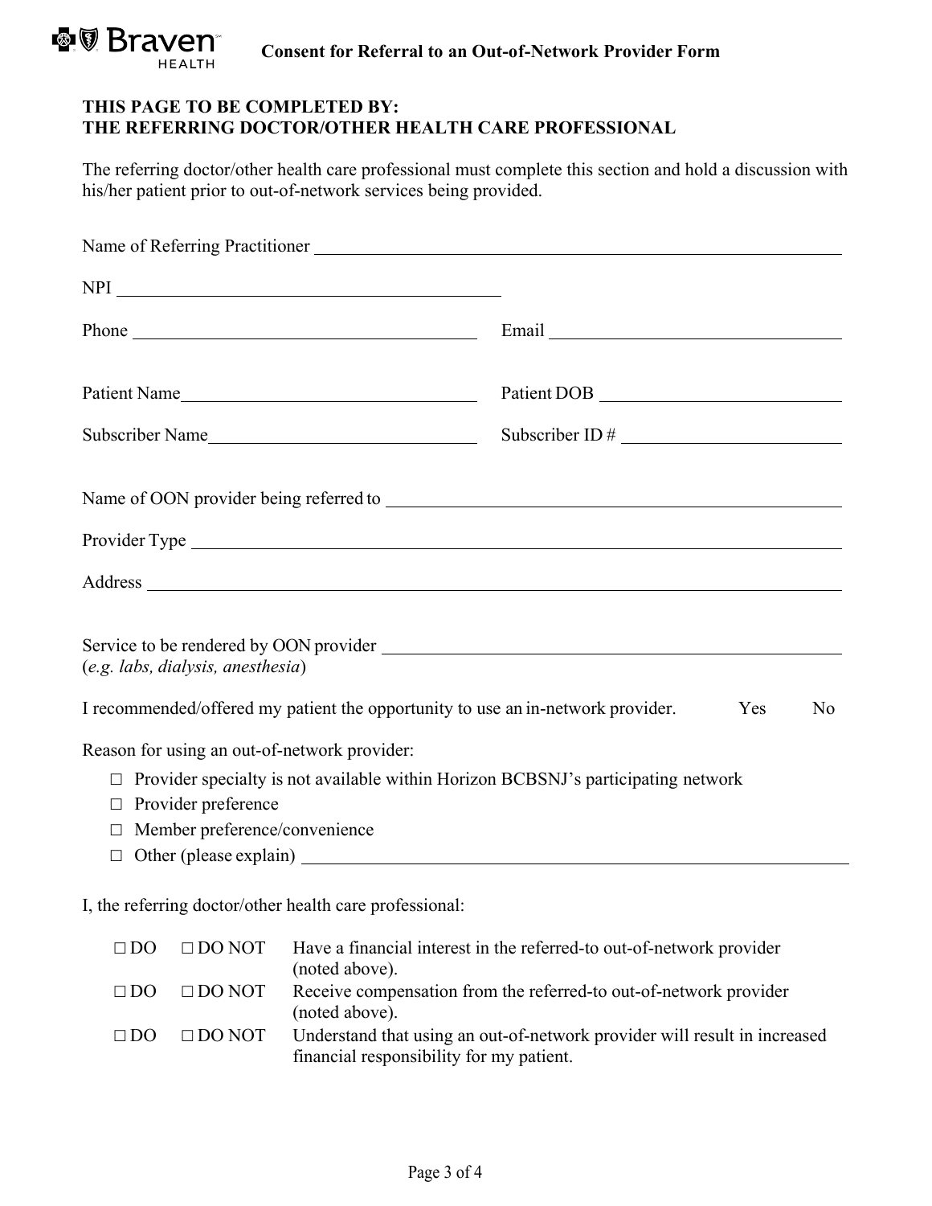**Consent for Referral to an Out-of-Network Provider Form**

**THIS PAGE TO BE COMPLETED BY:**
**THE REFERRING DOCTOR/OTHER HEALTH CARE PROFESSIONAL**

The referring doctor/other health care professional must complete this section and hold a discussion with his/her patient prior to out-of-network services being provided.

Name of Referring Practitioner ____________________________________________

NPI ______________________________

Phone ______________________________ Email ______________________________

Patient Name ______________________________ Patient DOB ______________________________

Subscriber Name ______________________________ Subscriber ID # ______________________________

Name of OON provider being referred to ____________________________________________

Provider Type ____________________________________________

Address ____________________________________________

Service to be rendered by OON provider ____________________________________________
(*e.g. labs, dialysis, anesthesia*)

I recommended/offered my patient the opportunity to use an in-network provider. Yes No

Reason for using an out-of-network provider:

- ☐ Provider specialty is not available within Horizon BCBSNJ's participating network
- ☐ Provider preference
- ☐ Member preference/convenience
- ☐ Other (please explain) ____________________________________________

I, the referring doctor/other health care professional:

| | | |
|---|---|---|
| ☐ DO | ☐ DO NOT | Have a financial interest in the referred-to out-of-network provider (noted above). |
| ☐ DO | ☐ DO NOT | Receive compensation from the referred-to out-of-network provider (noted above). |
| ☐ DO | ☐ DO NOT | Understand that using an out-of-network provider will result in increased financial responsibility for my patient. |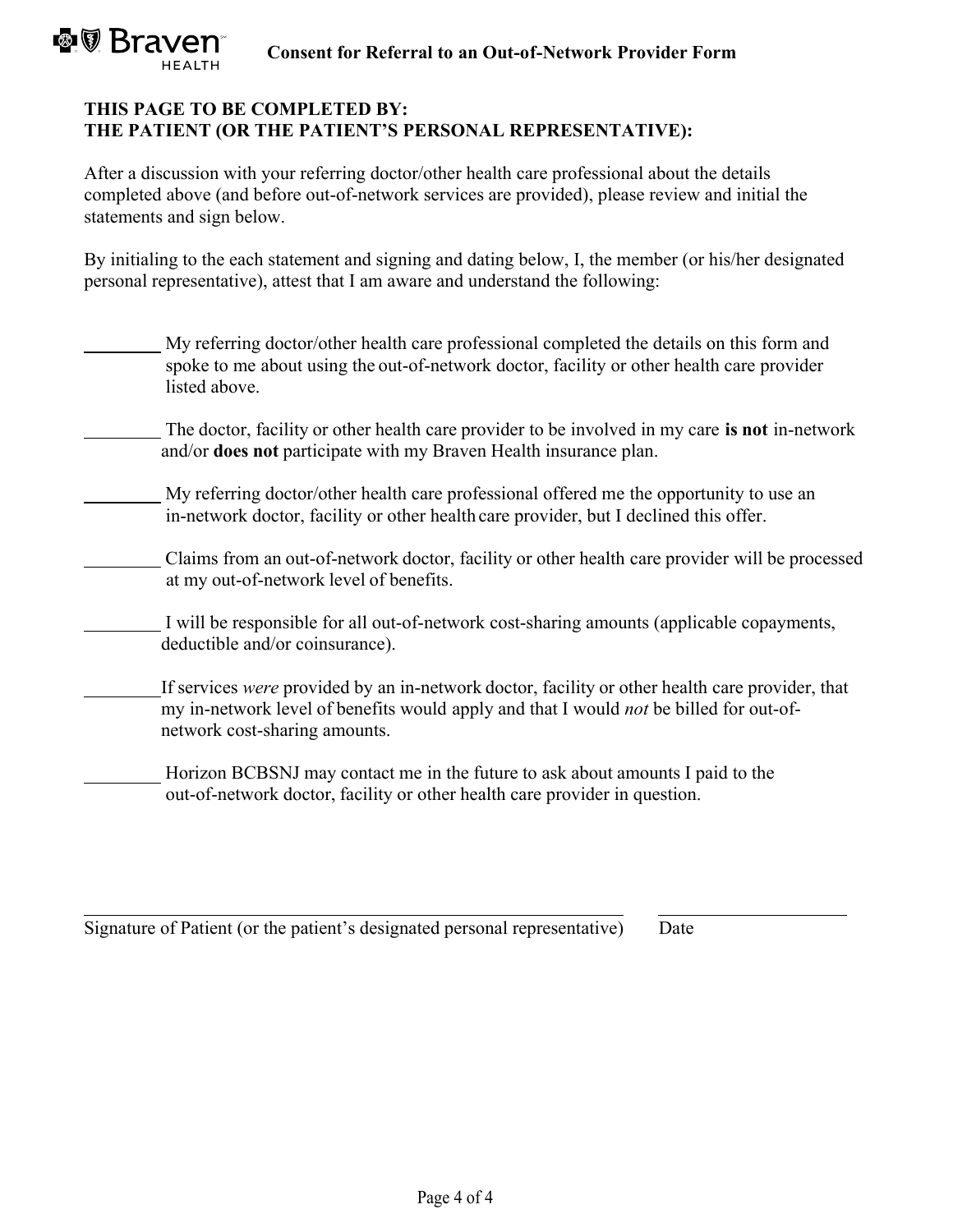**Consent for Referral to an Out-of-Network Provider Form**

**THIS PAGE TO BE COMPLETED BY:**
**THE PATIENT (OR THE PATIENT'S PERSONAL REPRESENTATIVE):**

After a discussion with your referring doctor/other health care professional about the details completed above (and before out-of-network services are provided), please review and initial the statements and sign below.

By initialing to the each statement and signing and dating below, I, the member (or his/her designated personal representative), attest that I am aware and understand the following:

_________ My referring doctor/other health care professional completed the details on this form and spoke to me about using the out-of-network doctor, facility or other health care provider listed above.

_________ The doctor, facility or other health care provider to be involved in my care **is not** in-network and/or **does not** participate with my Braven Health insurance plan.

_________ My referring doctor/other health care professional offered me the opportunity to use an in-network doctor, facility or other health care provider, but I declined this offer.

_________ Claims from an out-of-network doctor, facility or other health care provider will be processed at my out-of-network level of benefits.

_________ I will be responsible for all out-of-network cost-sharing amounts (applicable copayments, deductible and/or coinsurance).

_________ If services *were* provided by an in-network doctor, facility or other health care provider, that my in-network level of benefits would apply and that I would *not* be billed for out-of-network cost-sharing amounts.

_________ Horizon BCBSNJ may contact me in the future to ask about amounts I paid to the out-of-network doctor, facility or other health care provider in question.

_____________________________________________ _______________

Signature of Patient (or the patient's designated personal representative) Date